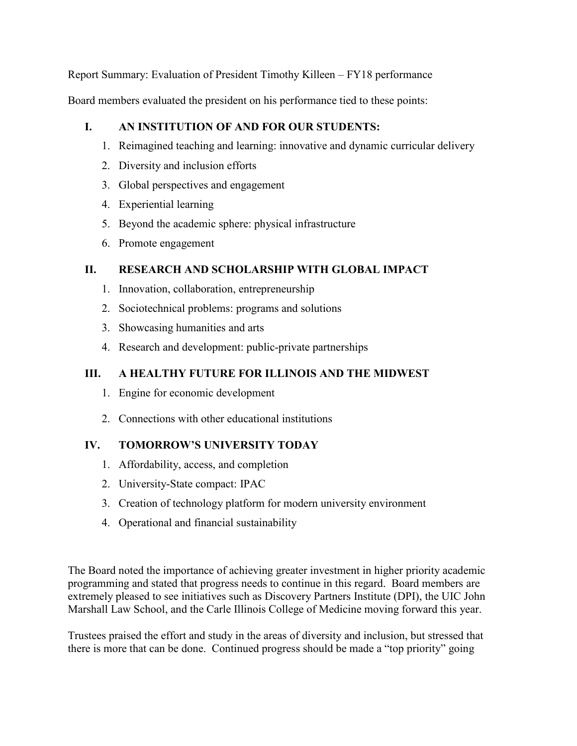Report Summary: Evaluation of President Timothy Killeen – FY18 performance

Board members evaluated the president on his performance tied to these points:

## I. AN INSTITUTION OF AND FOR OUR STUDENTS:

1. Reimagined teaching and learning: innovative and dynamic curricular delivery
2. Diversity and inclusion efforts
3. Global perspectives and engagement
4. Experiential learning
5. Beyond the academic sphere: physical infrastructure
6. Promote engagement

## II. RESEARCH AND SCHOLARSHIP WITH GLOBAL IMPACT

1. Innovation, collaboration, entrepreneurship
2. Sociotechnical problems: programs and solutions
3. Showcasing humanities and arts
4. Research and development: public-private partnerships

## III. A HEALTHY FUTURE FOR ILLINOIS AND THE MIDWEST

1. Engine for economic development
2. Connections with other educational institutions

## IV. TOMORROW'S UNIVERSITY TODAY

1. Affordability, access, and completion
2. University-State compact: IPAC
3. Creation of technology platform for modern university environment
4. Operational and financial sustainability

The Board noted the importance of achieving greater investment in higher priority academic programming and stated that progress needs to continue in this regard. Board members are extremely pleased to see initiatives such as Discovery Partners Institute (DPI), the UIC John Marshall Law School, and the Carle Illinois College of Medicine moving forward this year.

Trustees praised the effort and study in the areas of diversity and inclusion, but stressed that there is more that can be done. Continued progress should be made a "top priority" going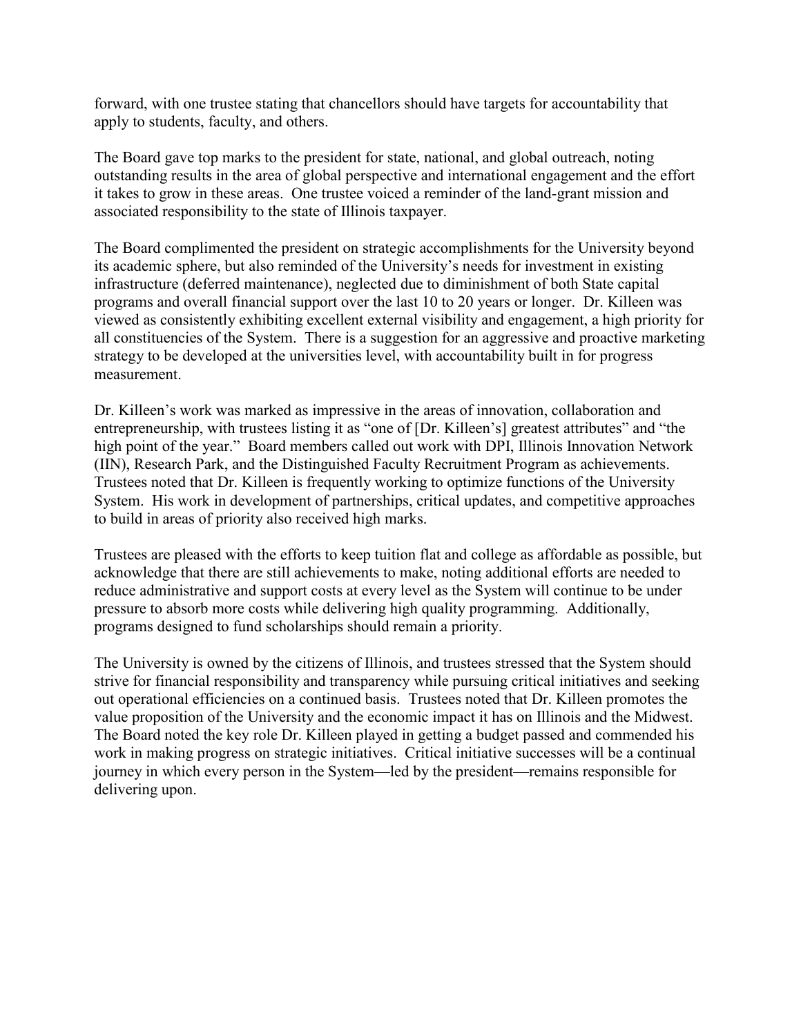forward, with one trustee stating that chancellors should have targets for accountability that apply to students, faculty, and others.

The Board gave top marks to the president for state, national, and global outreach, noting outstanding results in the area of global perspective and international engagement and the effort it takes to grow in these areas. One trustee voiced a reminder of the land-grant mission and associated responsibility to the state of Illinois taxpayer.

The Board complimented the president on strategic accomplishments for the University beyond its academic sphere, but also reminded of the University's needs for investment in existing infrastructure (deferred maintenance), neglected due to diminishment of both State capital programs and overall financial support over the last 10 to 20 years or longer. Dr. Killeen was viewed as consistently exhibiting excellent external visibility and engagement, a high priority for all constituencies of the System. There is a suggestion for an aggressive and proactive marketing strategy to be developed at the universities level, with accountability built in for progress measurement.

Dr. Killeen's work was marked as impressive in the areas of innovation, collaboration and entrepreneurship, with trustees listing it as "one of [Dr. Killeen's] greatest attributes" and "the high point of the year." Board members called out work with DPI, Illinois Innovation Network (IIN), Research Park, and the Distinguished Faculty Recruitment Program as achievements. Trustees noted that Dr. Killeen is frequently working to optimize functions of the University System. His work in development of partnerships, critical updates, and competitive approaches to build in areas of priority also received high marks.

Trustees are pleased with the efforts to keep tuition flat and college as affordable as possible, but acknowledge that there are still achievements to make, noting additional efforts are needed to reduce administrative and support costs at every level as the System will continue to be under pressure to absorb more costs while delivering high quality programming. Additionally, programs designed to fund scholarships should remain a priority.

The University is owned by the citizens of Illinois, and trustees stressed that the System should strive for financial responsibility and transparency while pursuing critical initiatives and seeking out operational efficiencies on a continued basis. Trustees noted that Dr. Killeen promotes the value proposition of the University and the economic impact it has on Illinois and the Midwest. The Board noted the key role Dr. Killeen played in getting a budget passed and commended his work in making progress on strategic initiatives. Critical initiative successes will be a continual journey in which every person in the System—led by the president—remains responsible for delivering upon.